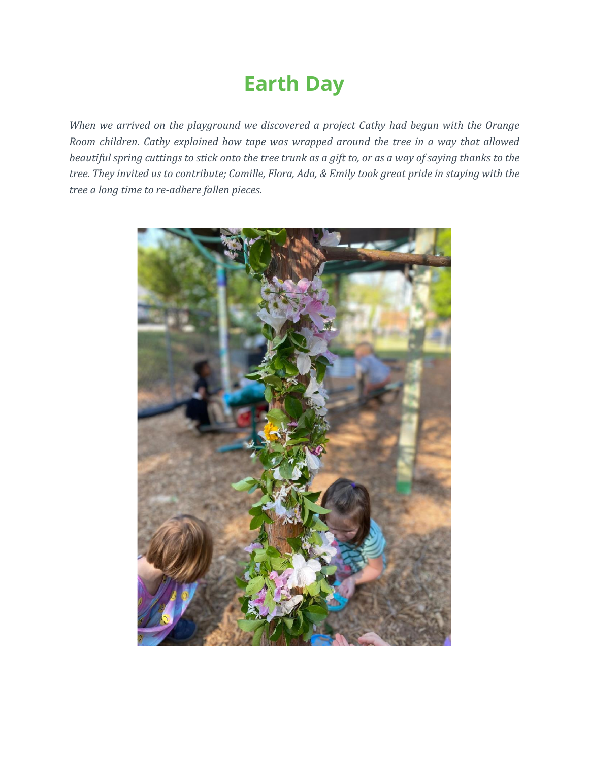# Earth Day

*When we arrived on the playground we discovered a project Cathy had begun with the Orange Room children. Cathy explained how tape was wrapped around the tree in a way that allowed beautiful spring cuttings to stick onto the tree trunk as a gift to, or as a way of saying thanks to the tree. They invited us to contribute; Camille, Flora, Ada, & Emily took great pride in staying with the tree a long time to re-adhere fallen pieces.*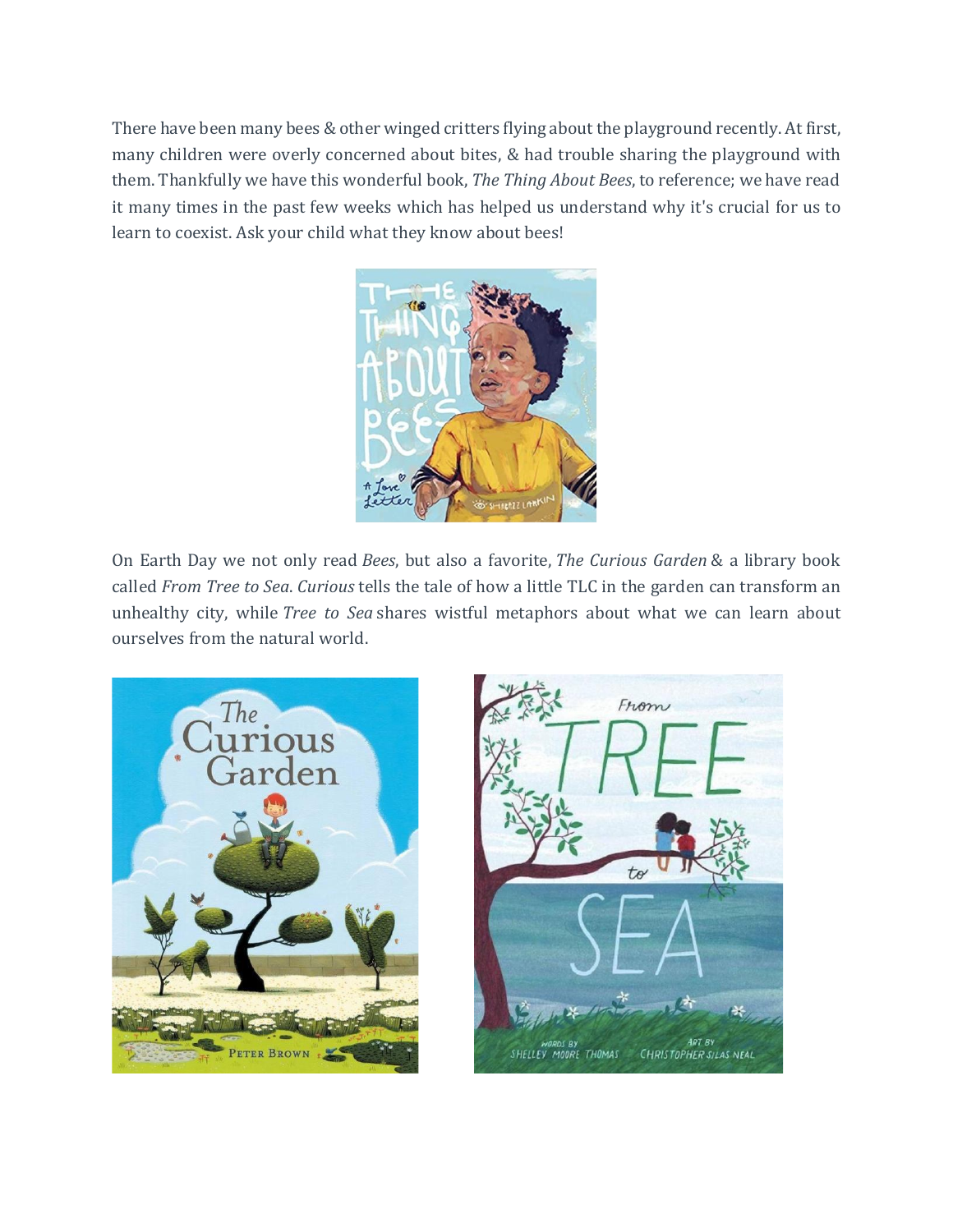There have been many bees & other winged critters flying about the playground recently. At first, many children were overly concerned about bites, & had trouble sharing the playground with them. Thankfully we have this wonderful book, *The Thing About Bees*, to reference; we have read it many times in the past few weeks which has helped us understand why it's crucial for us to learn to coexist. Ask your child what they know about bees!

On Earth Day we not only read *Bees*, but also a favorite, *The Curious Garden* & a library book called *From Tree to Sea*. *Curious* tells the tale of how a little TLC in the garden can transform an unhealthy city, while *Tree to Sea* shares wistful metaphors about what we can learn about ourselves from the natural world.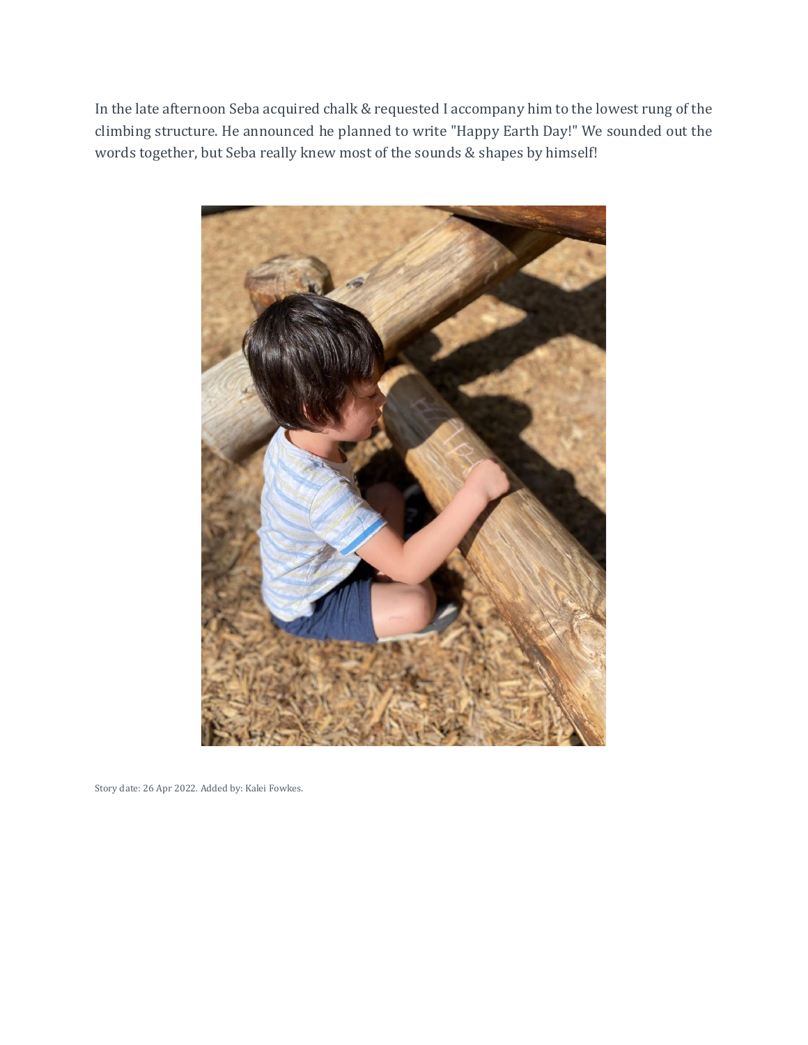In the late afternoon Seba acquired chalk & requested I accompany him to the lowest rung of the climbing structure. He announced he planned to write "Happy Earth Day!" We sounded out the words together, but Seba really knew most of the sounds & shapes by himself!

Story date: 26 Apr 2022. Added by: Kalei Fowkes.